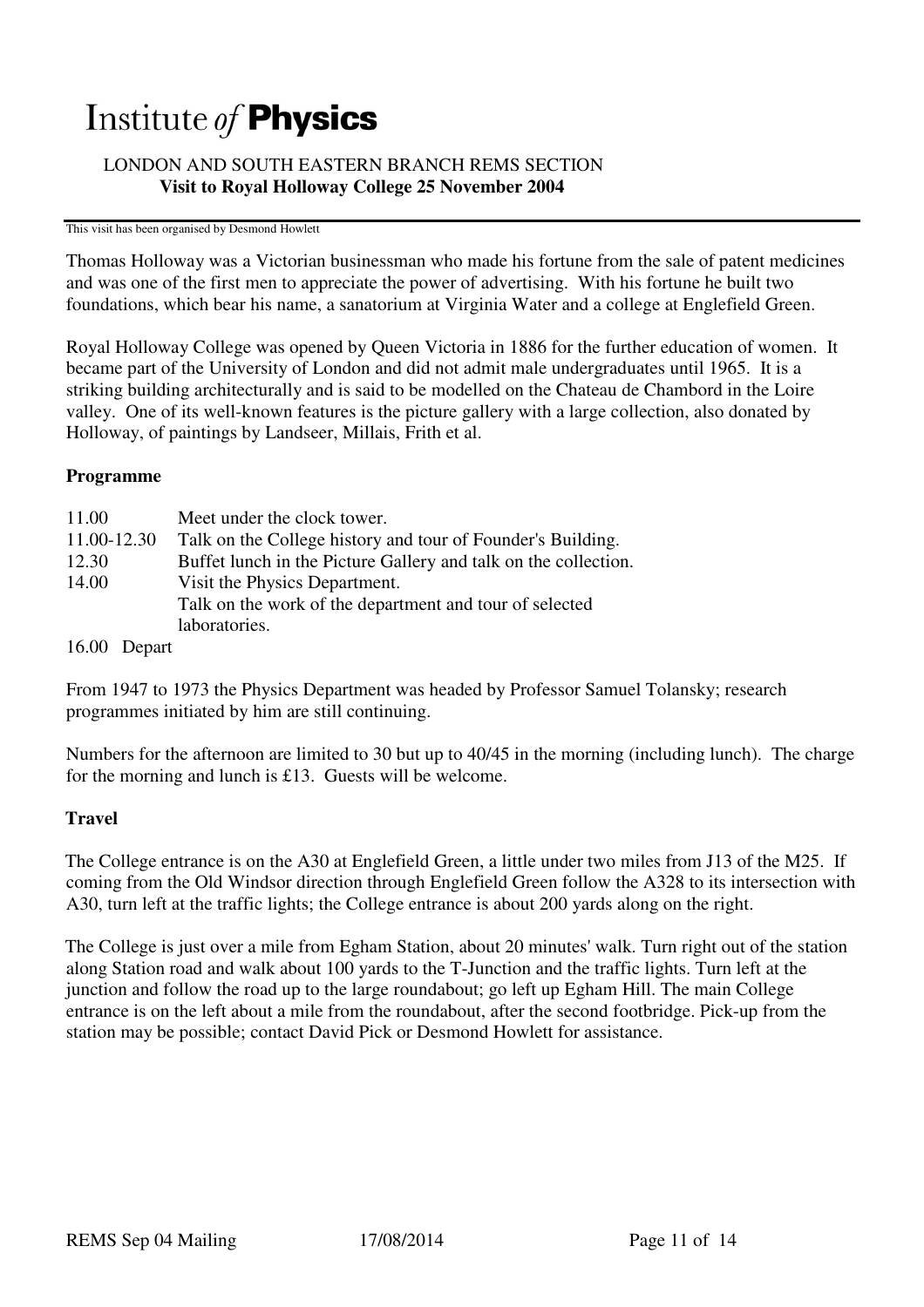# Institute *of* **Physics**

LONDON AND SOUTH EASTERN BRANCH REMS SECTION

**Visit to Royal Holloway College 25 November 2004**

This visit has been organised by Desmond Howlett

Thomas Holloway was a Victorian businessman who made his fortune from the sale of patent medicines and was one of the first men to appreciate the power of advertising. With his fortune he built two foundations, which bear his name, a sanatorium at Virginia Water and a college at Englefield Green.

Royal Holloway College was opened by Queen Victoria in 1886 for the further education of women. It became part of the University of London and did not admit male undergraduates until 1965. It is a striking building architecturally and is said to be modelled on the Chateau de Chambord in the Loire valley. One of its well-known features is the picture gallery with a large collection, also donated by Holloway, of paintings by Landseer, Millais, Frith et al.

## Programme

| | |
|---|---|
| 11.00 | Meet under the clock tower. |
| 11.00-12.30 | Talk on the College history and tour of Founder's Building. |
| 12.30 | Buffet lunch in the Picture Gallery and talk on the collection. |
| 14.00 | Visit the Physics Department. Talk on the work of the department and tour of selected laboratories. |
| 16.00 | Depart |

From 1947 to 1973 the Physics Department was headed by Professor Samuel Tolansky; research programmes initiated by him are still continuing.

Numbers for the afternoon are limited to 30 but up to 40/45 in the morning (including lunch). The charge for the morning and lunch is £13. Guests will be welcome.

## Travel

The College entrance is on the A30 at Englefield Green, a little under two miles from J13 of the M25. If coming from the Old Windsor direction through Englefield Green follow the A328 to its intersection with A30, turn left at the traffic lights; the College entrance is about 200 yards along on the right.

The College is just over a mile from Egham Station, about 20 minutes' walk. Turn right out of the station along Station road and walk about 100 yards to the T-Junction and the traffic lights. Turn left at the junction and follow the road up to the large roundabout; go left up Egham Hill. The main College entrance is on the left about a mile from the roundabout, after the second footbridge. Pick-up from the station may be possible; contact David Pick or Desmond Howlett for assistance.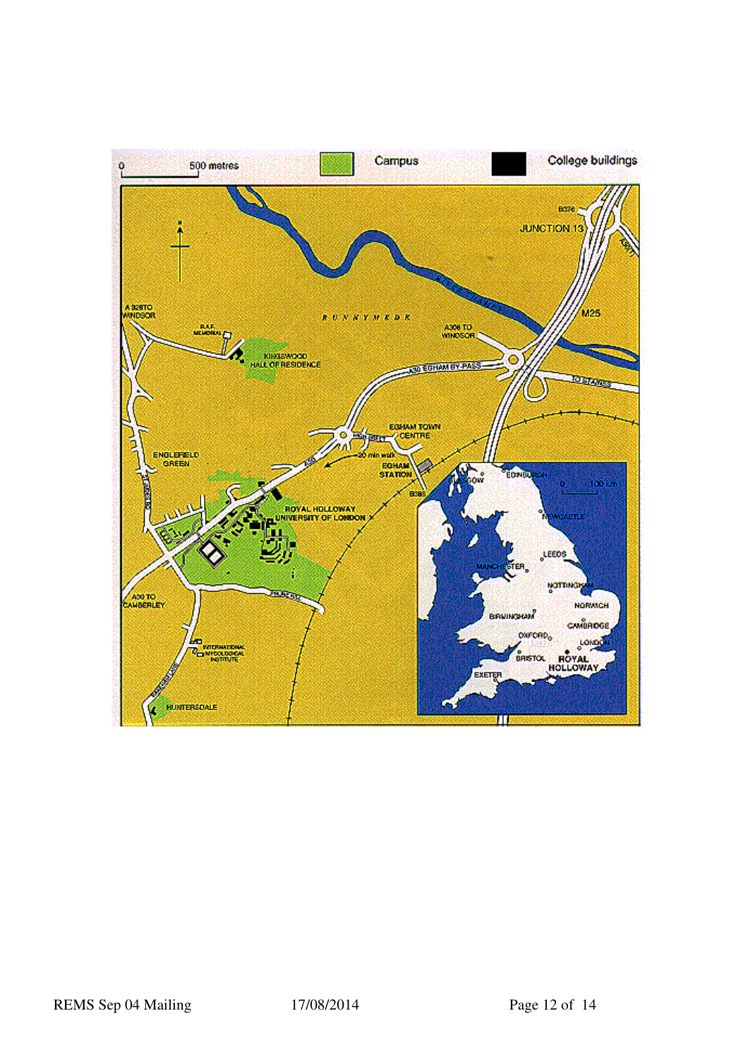0 500 metres

Campus

College buildings

JUNCTION 13

B376

A30(T)

M25

RIVER THAMES

RUNNYMEDE

A 328 TO WINDSOR

R.A.F. MEMORIAL

KINGSWOOD HALL OF RESIDENCE

A308 TO WINDSOR

A30 EGHAM BY-PASS

TO STAINES

EGHAM TOWN CENTRE

HIGH STREET

ENGLEFIELD GREEN

A30

20 min walk

EGHAM STATION

B388

ROYAL HOLLOWAY UNIVERSITY OF LONDON

PRUNE HILL

A30 TO CAMBERLEY

INTERNATIONAL MYCOLOGICAL INSTITUTE

HUNTERSDALE

GLASGOW

EDINBURGH

0 100 km

NEWCASTLE

LEEDS

MANCHESTER

NOTTINGHAM

NORWICH

BIRMINGHAM

CAMBRIDGE

OXFORD

LONDON

BRISTOL

ROYAL HOLLOWAY

EXETER